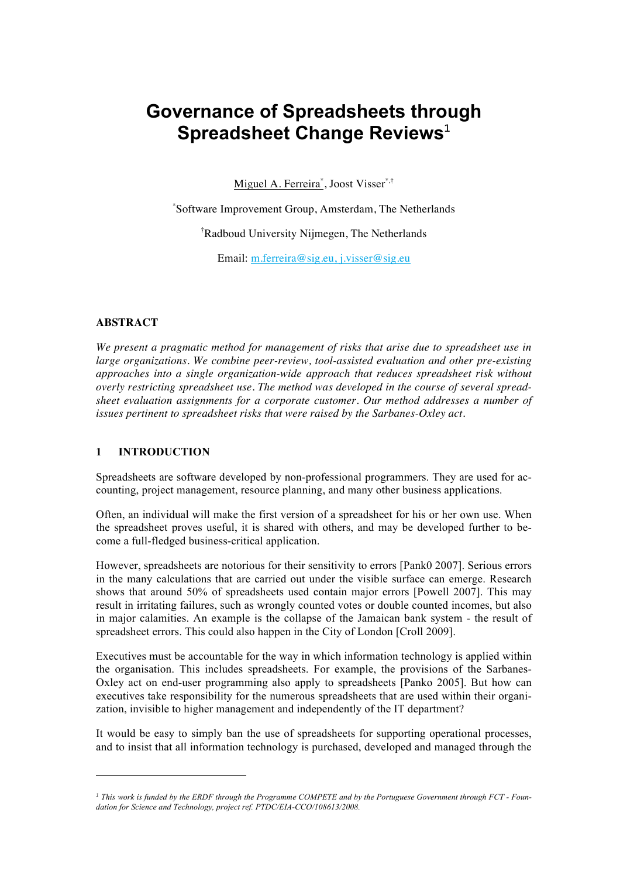# Governance of Spreadsheets through Spreadsheet Change Reviews[1]

Miguel A. Ferreira[*], Joost Visser[*,†]

[*]Software Improvement Group, Amsterdam, The Netherlands

[†]Radboud University Nijmegen, The Netherlands

Email: m.ferreira@sig.eu, j.visser@sig.eu

## ABSTRACT

*We present a pragmatic method for management of risks that arise due to spreadsheet use in large organizations. We combine peer-review, tool-assisted evaluation and other pre-existing approaches into a single organization-wide approach that reduces spreadsheet risk without overly restricting spreadsheet use. The method was developed in the course of several spreadsheet evaluation assignments for a corporate customer. Our method addresses a number of issues pertinent to spreadsheet risks that were raised by the Sarbanes-Oxley act.*

## 1 INTRODUCTION

Spreadsheets are software developed by non-professional programmers. They are used for accounting, project management, resource planning, and many other business applications.

Often, an individual will make the first version of a spreadsheet for his or her own use. When the spreadsheet proves useful, it is shared with others, and may be developed further to become a full-fledged business-critical application.

However, spreadsheets are notorious for their sensitivity to errors [Pank0 2007]. Serious errors in the many calculations that are carried out under the visible surface can emerge. Research shows that around 50% of spreadsheets used contain major errors [Powell 2007]. This may result in irritating failures, such as wrongly counted votes or double counted incomes, but also in major calamities. An example is the collapse of the Jamaican bank system - the result of spreadsheet errors. This could also happen in the City of London [Croll 2009].

Executives must be accountable for the way in which information technology is applied within the organisation. This includes spreadsheets. For example, the provisions of the Sarbanes-Oxley act on end-user programming also apply to spreadsheets [Panko 2005]. But how can executives take responsibility for the numerous spreadsheets that are used within their organization, invisible to higher management and independently of the IT department?

It would be easy to simply ban the use of spreadsheets for supporting operational processes, and to insist that all information technology is purchased, developed and managed through the

---

[1] *This work is funded by the ERDF through the Programme COMPETE and by the Portuguese Government through FCT - Foundation for Science and Technology, project ref. PTDC/EIA-CCO/108613/2008.*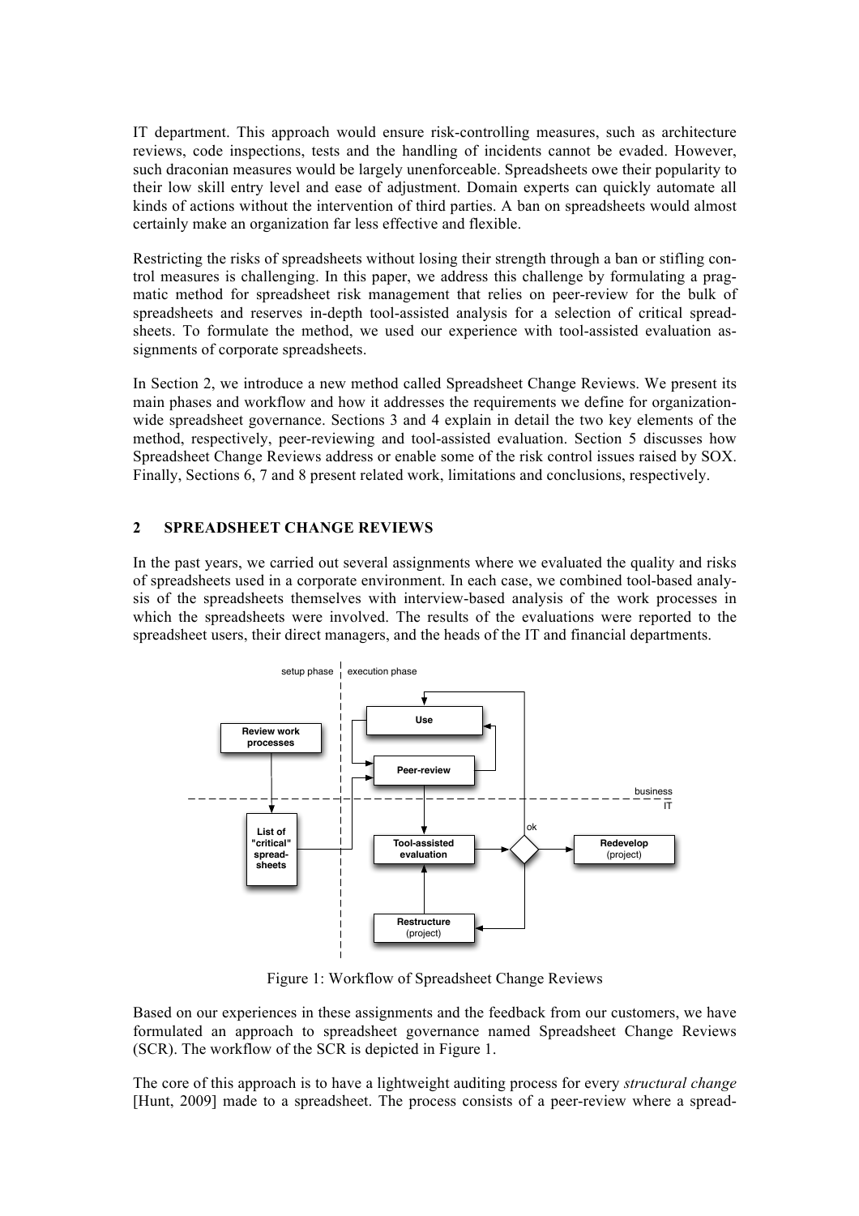IT department. This approach would ensure risk-controlling measures, such as architecture reviews, code inspections, tests and the handling of incidents cannot be evaded. However, such draconian measures would be largely unenforceable. Spreadsheets owe their popularity to their low skill entry level and ease of adjustment. Domain experts can quickly automate all kinds of actions without the intervention of third parties. A ban on spreadsheets would almost certainly make an organization far less effective and flexible.

Restricting the risks of spreadsheets without losing their strength through a ban or stifling control measures is challenging. In this paper, we address this challenge by formulating a pragmatic method for spreadsheet risk management that relies on peer-review for the bulk of spreadsheets and reserves in-depth tool-assisted analysis for a selection of critical spreadsheets. To formulate the method, we used our experience with tool-assisted evaluation assignments of corporate spreadsheets.

In Section 2, we introduce a new method called Spreadsheet Change Reviews. We present its main phases and workflow and how it addresses the requirements we define for organization-wide spreadsheet governance. Sections 3 and 4 explain in detail the two key elements of the method, respectively, peer-reviewing and tool-assisted evaluation. Section 5 discusses how Spreadsheet Change Reviews address or enable some of the risk control issues raised by SOX. Finally, Sections 6, 7 and 8 present related work, limitations and conclusions, respectively.

## 2 SPREADSHEET CHANGE REVIEWS

In the past years, we carried out several assignments where we evaluated the quality and risks of spreadsheets used in a corporate environment. In each case, we combined tool-based analysis of the spreadsheets themselves with interview-based analysis of the work processes in which the spreadsheets were involved. The results of the evaluations were reported to the spreadsheet users, their direct managers, and the heads of the IT and financial departments.

Figure 1: Workflow of Spreadsheet Change Reviews

Based on our experiences in these assignments and the feedback from our customers, we have formulated an approach to spreadsheet governance named Spreadsheet Change Reviews (SCR). The workflow of the SCR is depicted in Figure 1.

The core of this approach is to have a lightweight auditing process for every *structural change* [Hunt, 2009] made to a spreadsheet. The process consists of a peer-review where a spread-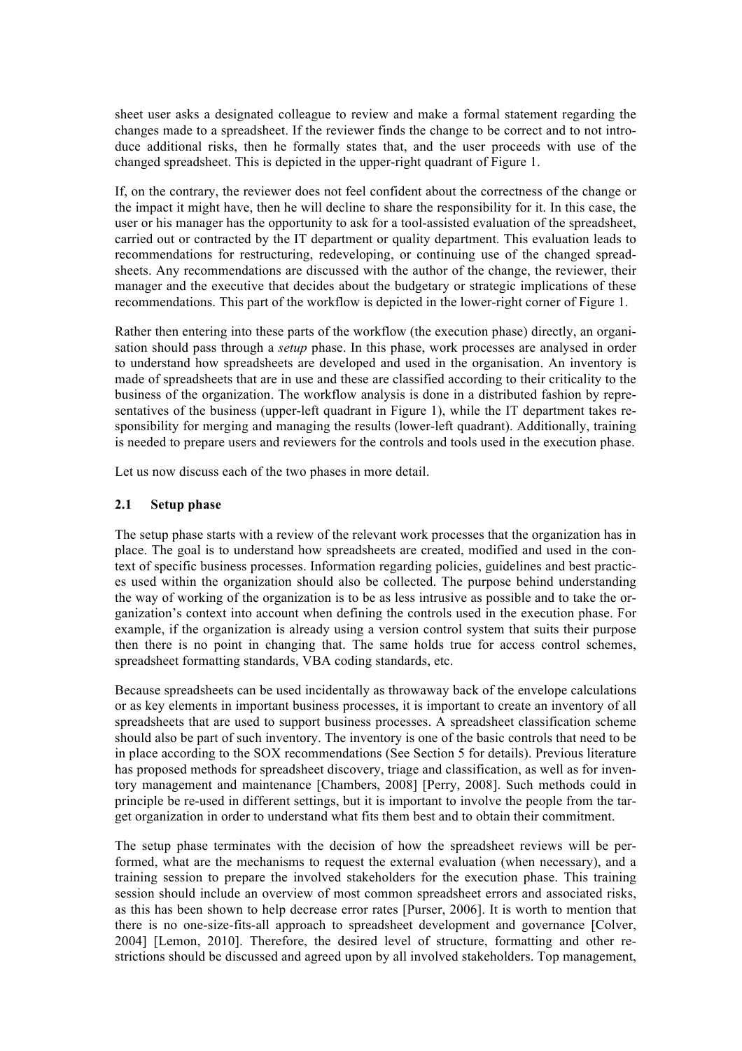sheet user asks a designated colleague to review and make a formal statement regarding the changes made to a spreadsheet. If the reviewer finds the change to be correct and to not introduce additional risks, then he formally states that, and the user proceeds with use of the changed spreadsheet. This is depicted in the upper-right quadrant of Figure 1.

If, on the contrary, the reviewer does not feel confident about the correctness of the change or the impact it might have, then he will decline to share the responsibility for it. In this case, the user or his manager has the opportunity to ask for a tool-assisted evaluation of the spreadsheet, carried out or contracted by the IT department or quality department. This evaluation leads to recommendations for restructuring, redeveloping, or continuing use of the changed spreadsheets. Any recommendations are discussed with the author of the change, the reviewer, their manager and the executive that decides about the budgetary or strategic implications of these recommendations. This part of the workflow is depicted in the lower-right corner of Figure 1.

Rather then entering into these parts of the workflow (the execution phase) directly, an organisation should pass through a *setup* phase. In this phase, work processes are analysed in order to understand how spreadsheets are developed and used in the organisation. An inventory is made of spreadsheets that are in use and these are classified according to their criticality to the business of the organization. The workflow analysis is done in a distributed fashion by representatives of the business (upper-left quadrant in Figure 1), while the IT department takes responsibility for merging and managing the results (lower-left quadrant). Additionally, training is needed to prepare users and reviewers for the controls and tools used in the execution phase.

Let us now discuss each of the two phases in more detail.

### 2.1 Setup phase

The setup phase starts with a review of the relevant work processes that the organization has in place. The goal is to understand how spreadsheets are created, modified and used in the context of specific business processes. Information regarding policies, guidelines and best practices used within the organization should also be collected. The purpose behind understanding the way of working of the organization is to be as less intrusive as possible and to take the organization's context into account when defining the controls used in the execution phase. For example, if the organization is already using a version control system that suits their purpose then there is no point in changing that. The same holds true for access control schemes, spreadsheet formatting standards, VBA coding standards, etc.

Because spreadsheets can be used incidentally as throwaway back of the envelope calculations or as key elements in important business processes, it is important to create an inventory of all spreadsheets that are used to support business processes. A spreadsheet classification scheme should also be part of such inventory. The inventory is one of the basic controls that need to be in place according to the SOX recommendations (See Section 5 for details). Previous literature has proposed methods for spreadsheet discovery, triage and classification, as well as for inventory management and maintenance [Chambers, 2008] [Perry, 2008]. Such methods could in principle be re-used in different settings, but it is important to involve the people from the target organization in order to understand what fits them best and to obtain their commitment.

The setup phase terminates with the decision of how the spreadsheet reviews will be performed, what are the mechanisms to request the external evaluation (when necessary), and a training session to prepare the involved stakeholders for the execution phase. This training session should include an overview of most common spreadsheet errors and associated risks, as this has been shown to help decrease error rates [Purser, 2006]. It is worth to mention that there is no one-size-fits-all approach to spreadsheet development and governance [Colver, 2004] [Lemon, 2010]. Therefore, the desired level of structure, formatting and other restrictions should be discussed and agreed upon by all involved stakeholders. Top management,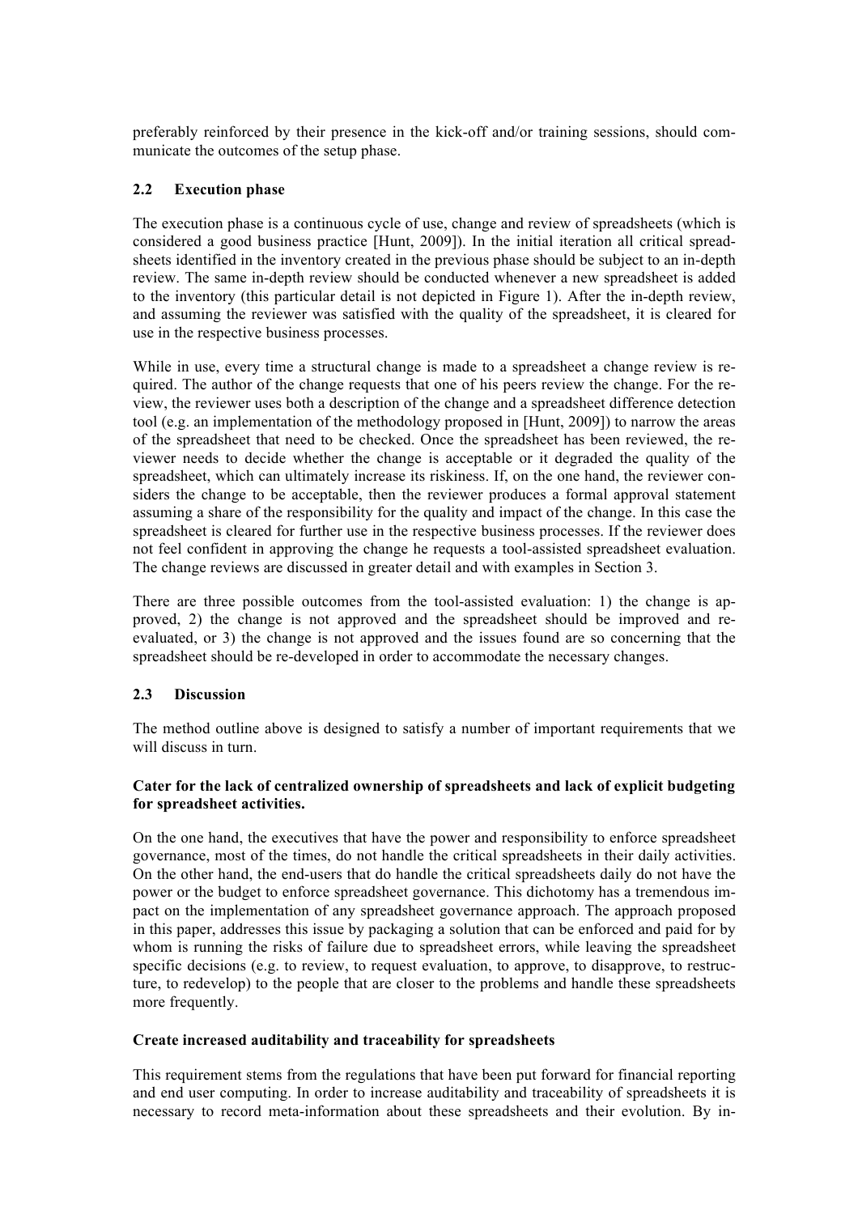preferably reinforced by their presence in the kick-off and/or training sessions, should communicate the outcomes of the setup phase.

### 2.2 Execution phase

The execution phase is a continuous cycle of use, change and review of spreadsheets (which is considered a good business practice [Hunt, 2009]). In the initial iteration all critical spreadsheets identified in the inventory created in the previous phase should be subject to an in-depth review. The same in-depth review should be conducted whenever a new spreadsheet is added to the inventory (this particular detail is not depicted in Figure 1). After the in-depth review, and assuming the reviewer was satisfied with the quality of the spreadsheet, it is cleared for use in the respective business processes.

While in use, every time a structural change is made to a spreadsheet a change review is required. The author of the change requests that one of his peers review the change. For the review, the reviewer uses both a description of the change and a spreadsheet difference detection tool (e.g. an implementation of the methodology proposed in [Hunt, 2009]) to narrow the areas of the spreadsheet that need to be checked. Once the spreadsheet has been reviewed, the reviewer needs to decide whether the change is acceptable or it degraded the quality of the spreadsheet, which can ultimately increase its riskiness. If, on the one hand, the reviewer considers the change to be acceptable, then the reviewer produces a formal approval statement assuming a share of the responsibility for the quality and impact of the change. In this case the spreadsheet is cleared for further use in the respective business processes. If the reviewer does not feel confident in approving the change he requests a tool-assisted spreadsheet evaluation. The change reviews are discussed in greater detail and with examples in Section 3.

There are three possible outcomes from the tool-assisted evaluation: 1) the change is approved, 2) the change is not approved and the spreadsheet should be improved and re-evaluated, or 3) the change is not approved and the issues found are so concerning that the spreadsheet should be re-developed in order to accommodate the necessary changes.

### 2.3 Discussion

The method outline above is designed to satisfy a number of important requirements that we will discuss in turn.

**Cater for the lack of centralized ownership of spreadsheets and lack of explicit budgeting for spreadsheet activities.**

On the one hand, the executives that have the power and responsibility to enforce spreadsheet governance, most of the times, do not handle the critical spreadsheets in their daily activities. On the other hand, the end-users that do handle the critical spreadsheets daily do not have the power or the budget to enforce spreadsheet governance. This dichotomy has a tremendous impact on the implementation of any spreadsheet governance approach. The approach proposed in this paper, addresses this issue by packaging a solution that can be enforced and paid for by whom is running the risks of failure due to spreadsheet errors, while leaving the spreadsheet specific decisions (e.g. to review, to request evaluation, to approve, to disapprove, to restructure, to redevelop) to the people that are closer to the problems and handle these spreadsheets more frequently.

**Create increased auditability and traceability for spreadsheets**

This requirement stems from the regulations that have been put forward for financial reporting and end user computing. In order to increase auditability and traceability of spreadsheets it is necessary to record meta-information about these spreadsheets and their evolution. By in-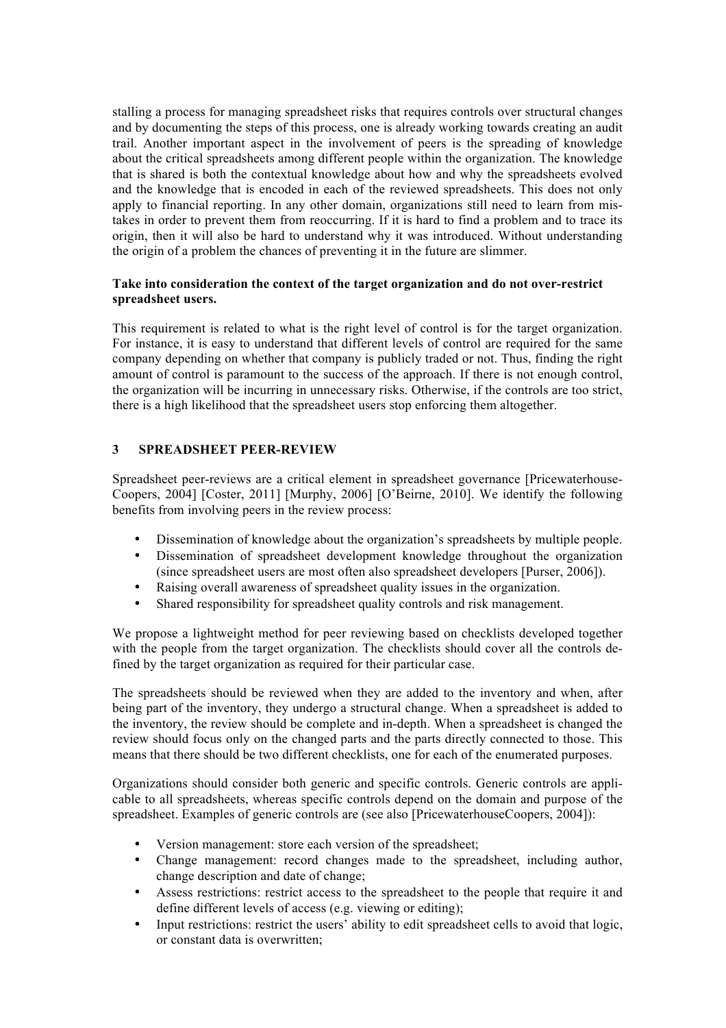stalling a process for managing spreadsheet risks that requires controls over structural changes and by documenting the steps of this process, one is already working towards creating an audit trail. Another important aspect in the involvement of peers is the spreading of knowledge about the critical spreadsheets among different people within the organization. The knowledge that is shared is both the contextual knowledge about how and why the spreadsheets evolved and the knowledge that is encoded in each of the reviewed spreadsheets. This does not only apply to financial reporting. In any other domain, organizations still need to learn from mistakes in order to prevent them from reoccurring. If it is hard to find a problem and to trace its origin, then it will also be hard to understand why it was introduced. Without understanding the origin of a problem the chances of preventing it in the future are slimmer.

**Take into consideration the context of the target organization and do not over-restrict spreadsheet users.**

This requirement is related to what is the right level of control is for the target organization. For instance, it is easy to understand that different levels of control are required for the same company depending on whether that company is publicly traded or not. Thus, finding the right amount of control is paramount to the success of the approach. If there is not enough control, the organization will be incurring in unnecessary risks. Otherwise, if the controls are too strict, there is a high likelihood that the spreadsheet users stop enforcing them altogether.

## 3 SPREADSHEET PEER-REVIEW

Spreadsheet peer-reviews are a critical element in spreadsheet governance [PricewaterhouseCoopers, 2004] [Coster, 2011] [Murphy, 2006] [O'Beirne, 2010]. We identify the following benefits from involving peers in the review process:

- Dissemination of knowledge about the organization's spreadsheets by multiple people.
- Dissemination of spreadsheet development knowledge throughout the organization (since spreadsheet users are most often also spreadsheet developers [Purser, 2006]).
- Raising overall awareness of spreadsheet quality issues in the organization.
- Shared responsibility for spreadsheet quality controls and risk management.

We propose a lightweight method for peer reviewing based on checklists developed together with the people from the target organization. The checklists should cover all the controls defined by the target organization as required for their particular case.

The spreadsheets should be reviewed when they are added to the inventory and when, after being part of the inventory, they undergo a structural change. When a spreadsheet is added to the inventory, the review should be complete and in-depth. When a spreadsheet is changed the review should focus only on the changed parts and the parts directly connected to those. This means that there should be two different checklists, one for each of the enumerated purposes.

Organizations should consider both generic and specific controls. Generic controls are applicable to all spreadsheets, whereas specific controls depend on the domain and purpose of the spreadsheet. Examples of generic controls are (see also [PricewaterhouseCoopers, 2004]):

- Version management: store each version of the spreadsheet;
- Change management: record changes made to the spreadsheet, including author, change description and date of change;
- Assess restrictions: restrict access to the spreadsheet to the people that require it and define different levels of access (e.g. viewing or editing);
- Input restrictions: restrict the users' ability to edit spreadsheet cells to avoid that logic, or constant data is overwritten;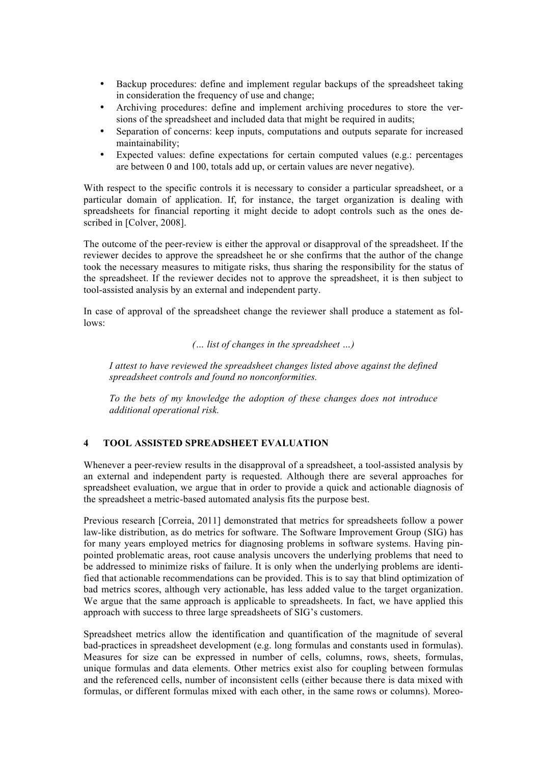- Backup procedures: define and implement regular backups of the spreadsheet taking in consideration the frequency of use and change;
- Archiving procedures: define and implement archiving procedures to store the versions of the spreadsheet and included data that might be required in audits;
- Separation of concerns: keep inputs, computations and outputs separate for increased maintainability;
- Expected values: define expectations for certain computed values (e.g.: percentages are between 0 and 100, totals add up, or certain values are never negative).

With respect to the specific controls it is necessary to consider a particular spreadsheet, or a particular domain of application. If, for instance, the target organization is dealing with spreadsheets for financial reporting it might decide to adopt controls such as the ones described in [Colver, 2008].

The outcome of the peer-review is either the approval or disapproval of the spreadsheet. If the reviewer decides to approve the spreadsheet he or she confirms that the author of the change took the necessary measures to mitigate risks, thus sharing the responsibility for the status of the spreadsheet. If the reviewer decides not to approve the spreadsheet, it is then subject to tool-assisted analysis by an external and independent party.

In case of approval of the spreadsheet change the reviewer shall produce a statement as follows:

*(… list of changes in the spreadsheet …)*

> *I attest to have reviewed the spreadsheet changes listed above against the defined spreadsheet controls and found no nonconformities.*
>
> *To the bets of my knowledge the adoption of these changes does not introduce additional operational risk.*

## 4 TOOL ASSISTED SPREADSHEET EVALUATION

Whenever a peer-review results in the disapproval of a spreadsheet, a tool-assisted analysis by an external and independent party is requested. Although there are several approaches for spreadsheet evaluation, we argue that in order to provide a quick and actionable diagnosis of the spreadsheet a metric-based automated analysis fits the purpose best.

Previous research [Correia, 2011] demonstrated that metrics for spreadsheets follow a power law-like distribution, as do metrics for software. The Software Improvement Group (SIG) has for many years employed metrics for diagnosing problems in software systems. Having pinpointed problematic areas, root cause analysis uncovers the underlying problems that need to be addressed to minimize risks of failure. It is only when the underlying problems are identified that actionable recommendations can be provided. This is to say that blind optimization of bad metrics scores, although very actionable, has less added value to the target organization. We argue that the same approach is applicable to spreadsheets. In fact, we have applied this approach with success to three large spreadsheets of SIG's customers.

Spreadsheet metrics allow the identification and quantification of the magnitude of several bad-practices in spreadsheet development (e.g. long formulas and constants used in formulas). Measures for size can be expressed in number of cells, columns, rows, sheets, formulas, unique formulas and data elements. Other metrics exist also for coupling between formulas and the referenced cells, number of inconsistent cells (either because there is data mixed with formulas, or different formulas mixed with each other, in the same rows or columns). Moreo-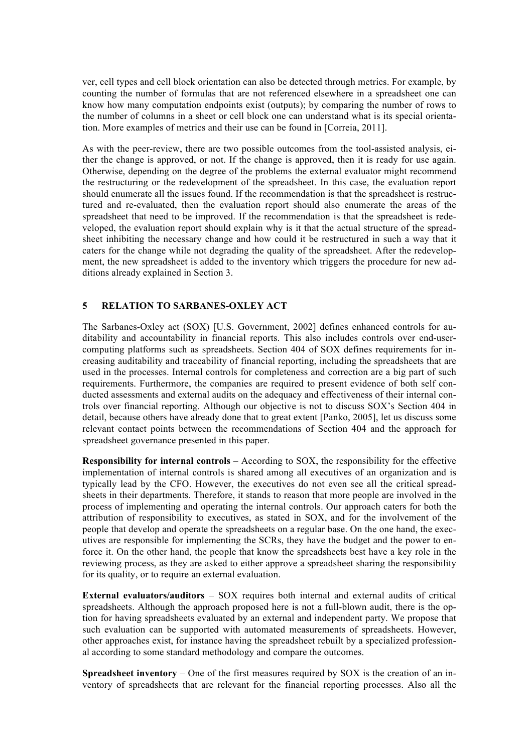ver, cell types and cell block orientation can also be detected through metrics. For example, by counting the number of formulas that are not referenced elsewhere in a spreadsheet one can know how many computation endpoints exist (outputs); by comparing the number of rows to the number of columns in a sheet or cell block one can understand what is its special orientation. More examples of metrics and their use can be found in [Correia, 2011].

As with the peer-review, there are two possible outcomes from the tool-assisted analysis, either the change is approved, or not. If the change is approved, then it is ready for use again. Otherwise, depending on the degree of the problems the external evaluator might recommend the restructuring or the redevelopment of the spreadsheet. In this case, the evaluation report should enumerate all the issues found. If the recommendation is that the spreadsheet is restructured and re-evaluated, then the evaluation report should also enumerate the areas of the spreadsheet that need to be improved. If the recommendation is that the spreadsheet is redeveloped, the evaluation report should explain why is it that the actual structure of the spreadsheet inhibiting the necessary change and how could it be restructured in such a way that it caters for the change while not degrading the quality of the spreadsheet. After the redevelopment, the new spreadsheet is added to the inventory which triggers the procedure for new additions already explained in Section 3.

## 5 RELATION TO SARBANES-OXLEY ACT

The Sarbanes-Oxley act (SOX) [U.S. Government, 2002] defines enhanced controls for auditability and accountability in financial reports. This also includes controls over end-user-computing platforms such as spreadsheets. Section 404 of SOX defines requirements for increasing auditability and traceability of financial reporting, including the spreadsheets that are used in the processes. Internal controls for completeness and correction are a big part of such requirements. Furthermore, the companies are required to present evidence of both self conducted assessments and external audits on the adequacy and effectiveness of their internal controls over financial reporting. Although our objective is not to discuss SOX's Section 404 in detail, because others have already done that to great extent [Panko, 2005], let us discuss some relevant contact points between the recommendations of Section 404 and the approach for spreadsheet governance presented in this paper.

**Responsibility for internal controls** – According to SOX, the responsibility for the effective implementation of internal controls is shared among all executives of an organization and is typically lead by the CFO. However, the executives do not even see all the critical spreadsheets in their departments. Therefore, it stands to reason that more people are involved in the process of implementing and operating the internal controls. Our approach caters for both the attribution of responsibility to executives, as stated in SOX, and for the involvement of the people that develop and operate the spreadsheets on a regular base. On the one hand, the executives are responsible for implementing the SCRs, they have the budget and the power to enforce it. On the other hand, the people that know the spreadsheets best have a key role in the reviewing process, as they are asked to either approve a spreadsheet sharing the responsibility for its quality, or to require an external evaluation.

**External evaluators/auditors** – SOX requires both internal and external audits of critical spreadsheets. Although the approach proposed here is not a full-blown audit, there is the option for having spreadsheets evaluated by an external and independent party. We propose that such evaluation can be supported with automated measurements of spreadsheets. However, other approaches exist, for instance having the spreadsheet rebuilt by a specialized professional according to some standard methodology and compare the outcomes.

**Spreadsheet inventory** – One of the first measures required by SOX is the creation of an inventory of spreadsheets that are relevant for the financial reporting processes. Also all the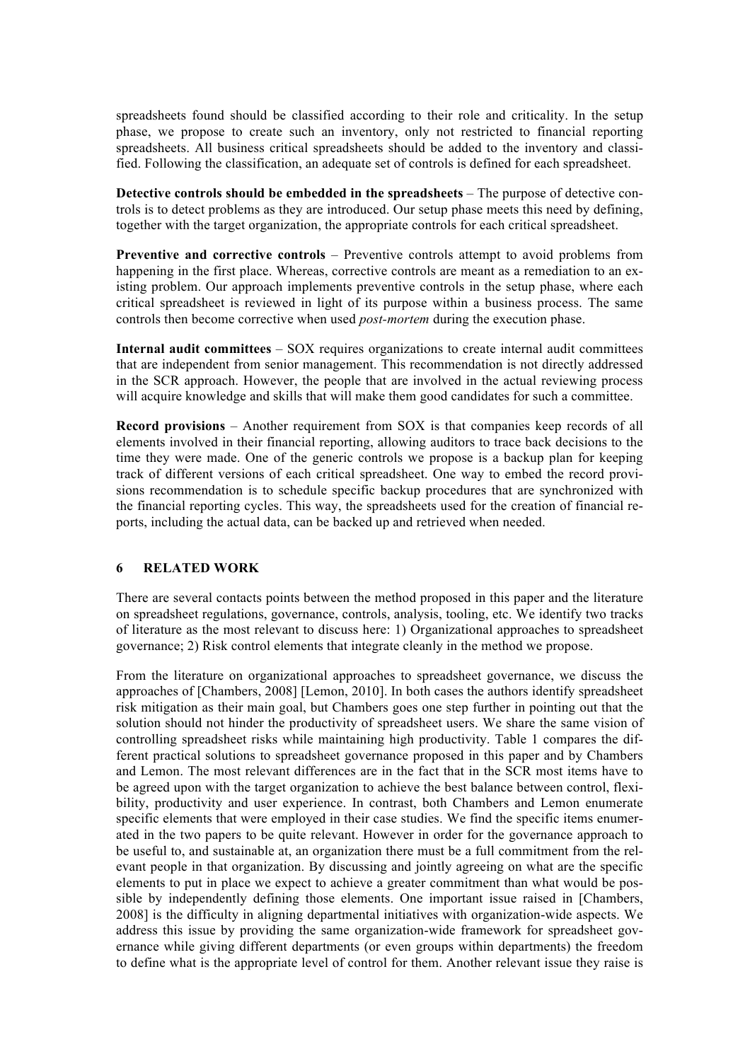spreadsheets found should be classified according to their role and criticality. In the setup phase, we propose to create such an inventory, only not restricted to financial reporting spreadsheets. All business critical spreadsheets should be added to the inventory and classified. Following the classification, an adequate set of controls is defined for each spreadsheet.

**Detective controls should be embedded in the spreadsheets** – The purpose of detective controls is to detect problems as they are introduced. Our setup phase meets this need by defining, together with the target organization, the appropriate controls for each critical spreadsheet.

**Preventive and corrective controls** – Preventive controls attempt to avoid problems from happening in the first place. Whereas, corrective controls are meant as a remediation to an existing problem. Our approach implements preventive controls in the setup phase, where each critical spreadsheet is reviewed in light of its purpose within a business process. The same controls then become corrective when used *post-mortem* during the execution phase.

**Internal audit committees** – SOX requires organizations to create internal audit committees that are independent from senior management. This recommendation is not directly addressed in the SCR approach. However, the people that are involved in the actual reviewing process will acquire knowledge and skills that will make them good candidates for such a committee.

**Record provisions** – Another requirement from SOX is that companies keep records of all elements involved in their financial reporting, allowing auditors to trace back decisions to the time they were made. One of the generic controls we propose is a backup plan for keeping track of different versions of each critical spreadsheet. One way to embed the record provisions recommendation is to schedule specific backup procedures that are synchronized with the financial reporting cycles. This way, the spreadsheets used for the creation of financial reports, including the actual data, can be backed up and retrieved when needed.

## 6 RELATED WORK

There are several contacts points between the method proposed in this paper and the literature on spreadsheet regulations, governance, controls, analysis, tooling, etc. We identify two tracks of literature as the most relevant to discuss here: 1) Organizational approaches to spreadsheet governance; 2) Risk control elements that integrate cleanly in the method we propose.

From the literature on organizational approaches to spreadsheet governance, we discuss the approaches of [Chambers, 2008] [Lemon, 2010]. In both cases the authors identify spreadsheet risk mitigation as their main goal, but Chambers goes one step further in pointing out that the solution should not hinder the productivity of spreadsheet users. We share the same vision of controlling spreadsheet risks while maintaining high productivity. Table 1 compares the different practical solutions to spreadsheet governance proposed in this paper and by Chambers and Lemon. The most relevant differences are in the fact that in the SCR most items have to be agreed upon with the target organization to achieve the best balance between control, flexibility, productivity and user experience. In contrast, both Chambers and Lemon enumerate specific elements that were employed in their case studies. We find the specific items enumerated in the two papers to be quite relevant. However in order for the governance approach to be useful to, and sustainable at, an organization there must be a full commitment from the relevant people in that organization. By discussing and jointly agreeing on what are the specific elements to put in place we expect to achieve a greater commitment than what would be possible by independently defining those elements. One important issue raised in [Chambers, 2008] is the difficulty in aligning departmental initiatives with organization-wide aspects. We address this issue by providing the same organization-wide framework for spreadsheet governance while giving different departments (or even groups within departments) the freedom to define what is the appropriate level of control for them. Another relevant issue they raise is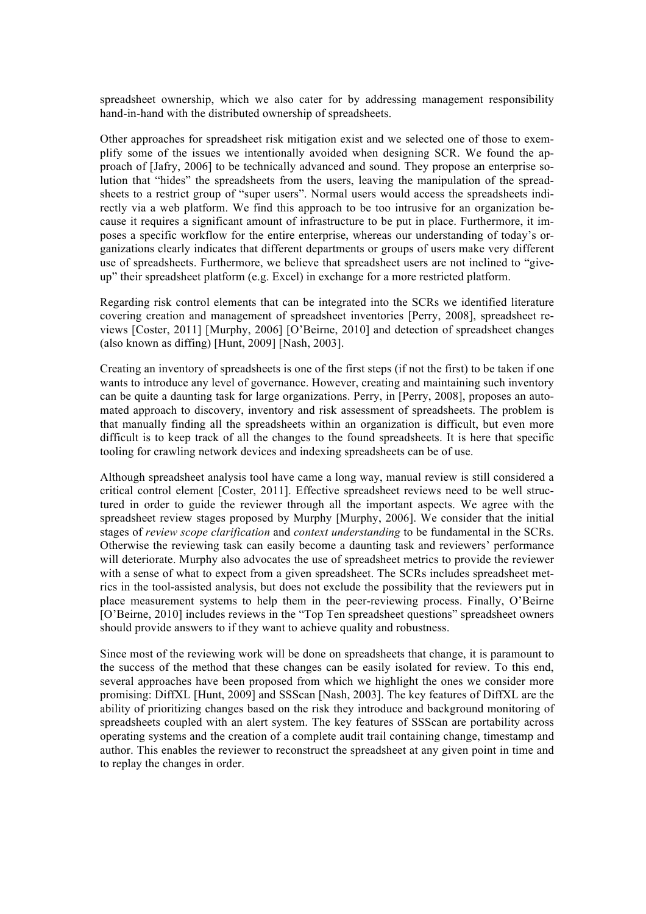spreadsheet ownership, which we also cater for by addressing management responsibility hand-in-hand with the distributed ownership of spreadsheets.

Other approaches for spreadsheet risk mitigation exist and we selected one of those to exemplify some of the issues we intentionally avoided when designing SCR. We found the approach of [Jafry, 2006] to be technically advanced and sound. They propose an enterprise solution that "hides" the spreadsheets from the users, leaving the manipulation of the spreadsheets to a restrict group of "super users". Normal users would access the spreadsheets indirectly via a web platform. We find this approach to be too intrusive for an organization because it requires a significant amount of infrastructure to be put in place. Furthermore, it imposes a specific workflow for the entire enterprise, whereas our understanding of today's organizations clearly indicates that different departments or groups of users make very different use of spreadsheets. Furthermore, we believe that spreadsheet users are not inclined to "give-up" their spreadsheet platform (e.g. Excel) in exchange for a more restricted platform.

Regarding risk control elements that can be integrated into the SCRs we identified literature covering creation and management of spreadsheet inventories [Perry, 2008], spreadsheet reviews [Coster, 2011] [Murphy, 2006] [O'Beirne, 2010] and detection of spreadsheet changes (also known as diffing) [Hunt, 2009] [Nash, 2003].

Creating an inventory of spreadsheets is one of the first steps (if not the first) to be taken if one wants to introduce any level of governance. However, creating and maintaining such inventory can be quite a daunting task for large organizations. Perry, in [Perry, 2008], proposes an automated approach to discovery, inventory and risk assessment of spreadsheets. The problem is that manually finding all the spreadsheets within an organization is difficult, but even more difficult is to keep track of all the changes to the found spreadsheets. It is here that specific tooling for crawling network devices and indexing spreadsheets can be of use.

Although spreadsheet analysis tool have came a long way, manual review is still considered a critical control element [Coster, 2011]. Effective spreadsheet reviews need to be well structured in order to guide the reviewer through all the important aspects. We agree with the spreadsheet review stages proposed by Murphy [Murphy, 2006]. We consider that the initial stages of *review scope clarification* and *context understanding* to be fundamental in the SCRs. Otherwise the reviewing task can easily become a daunting task and reviewers' performance will deteriorate. Murphy also advocates the use of spreadsheet metrics to provide the reviewer with a sense of what to expect from a given spreadsheet. The SCRs includes spreadsheet metrics in the tool-assisted analysis, but does not exclude the possibility that the reviewers put in place measurement systems to help them in the peer-reviewing process. Finally, O'Beirne [O'Beirne, 2010] includes reviews in the "Top Ten spreadsheet questions" spreadsheet owners should provide answers to if they want to achieve quality and robustness.

Since most of the reviewing work will be done on spreadsheets that change, it is paramount to the success of the method that these changes can be easily isolated for review. To this end, several approaches have been proposed from which we highlight the ones we consider more promising: DiffXL [Hunt, 2009] and SSScan [Nash, 2003]. The key features of DiffXL are the ability of prioritizing changes based on the risk they introduce and background monitoring of spreadsheets coupled with an alert system. The key features of SSScan are portability across operating systems and the creation of a complete audit trail containing change, timestamp and author. This enables the reviewer to reconstruct the spreadsheet at any given point in time and to replay the changes in order.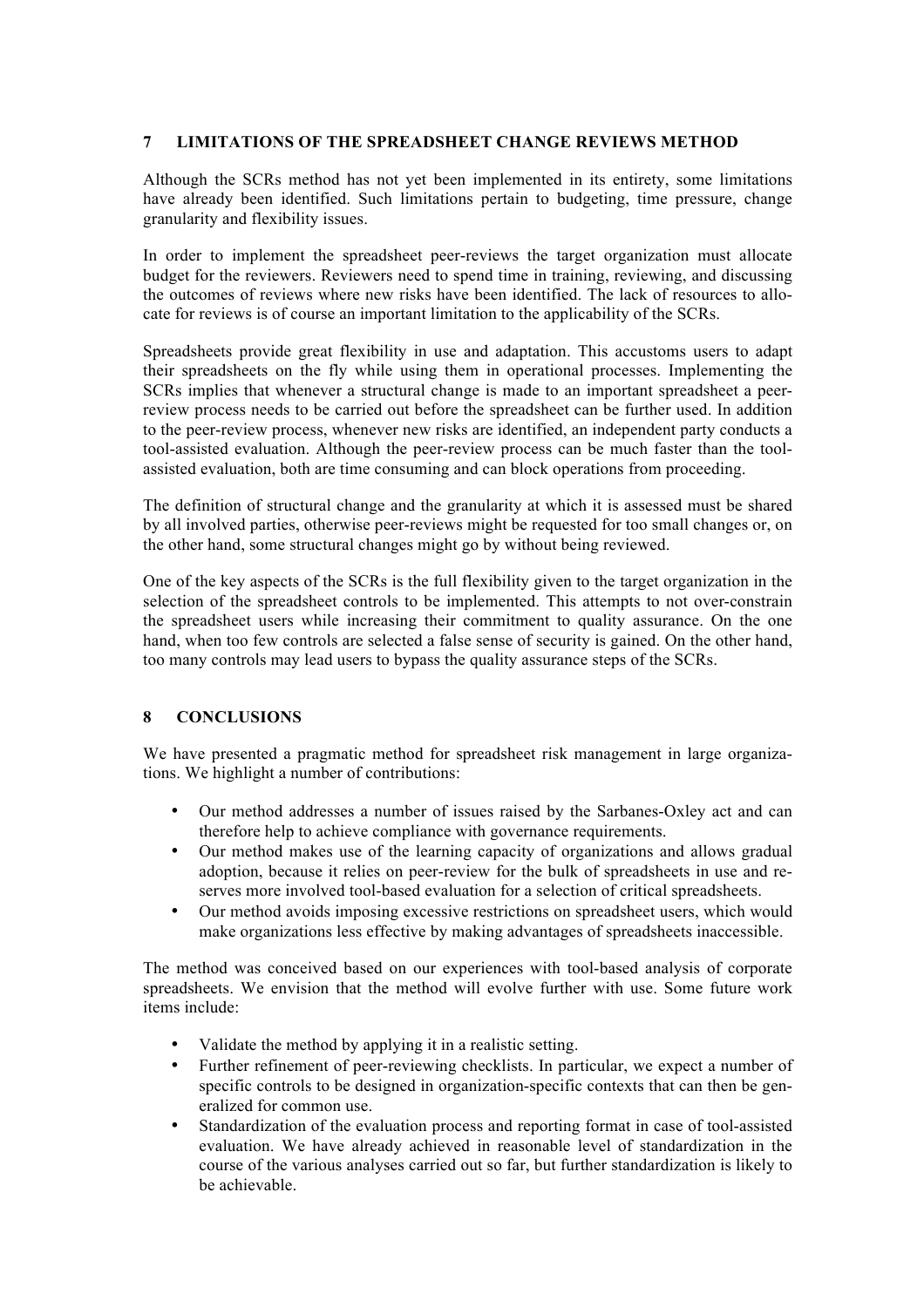## 7 LIMITATIONS OF THE SPREADSHEET CHANGE REVIEWS METHOD

Although the SCRs method has not yet been implemented in its entirety, some limitations have already been identified. Such limitations pertain to budgeting, time pressure, change granularity and flexibility issues.

In order to implement the spreadsheet peer-reviews the target organization must allocate budget for the reviewers. Reviewers need to spend time in training, reviewing, and discussing the outcomes of reviews where new risks have been identified. The lack of resources to allocate for reviews is of course an important limitation to the applicability of the SCRs.

Spreadsheets provide great flexibility in use and adaptation. This accustoms users to adapt their spreadsheets on the fly while using them in operational processes. Implementing the SCRs implies that whenever a structural change is made to an important spreadsheet a peer-review process needs to be carried out before the spreadsheet can be further used. In addition to the peer-review process, whenever new risks are identified, an independent party conducts a tool-assisted evaluation. Although the peer-review process can be much faster than the tool-assisted evaluation, both are time consuming and can block operations from proceeding.

The definition of structural change and the granularity at which it is assessed must be shared by all involved parties, otherwise peer-reviews might be requested for too small changes or, on the other hand, some structural changes might go by without being reviewed.

One of the key aspects of the SCRs is the full flexibility given to the target organization in the selection of the spreadsheet controls to be implemented. This attempts to not over-constrain the spreadsheet users while increasing their commitment to quality assurance. On the one hand, when too few controls are selected a false sense of security is gained. On the other hand, too many controls may lead users to bypass the quality assurance steps of the SCRs.

## 8 CONCLUSIONS

We have presented a pragmatic method for spreadsheet risk management in large organizations. We highlight a number of contributions:

- Our method addresses a number of issues raised by the Sarbanes-Oxley act and can therefore help to achieve compliance with governance requirements.
- Our method makes use of the learning capacity of organizations and allows gradual adoption, because it relies on peer-review for the bulk of spreadsheets in use and reserves more involved tool-based evaluation for a selection of critical spreadsheets.
- Our method avoids imposing excessive restrictions on spreadsheet users, which would make organizations less effective by making advantages of spreadsheets inaccessible.

The method was conceived based on our experiences with tool-based analysis of corporate spreadsheets. We envision that the method will evolve further with use. Some future work items include:

- Validate the method by applying it in a realistic setting.
- Further refinement of peer-reviewing checklists. In particular, we expect a number of specific controls to be designed in organization-specific contexts that can then be generalized for common use.
- Standardization of the evaluation process and reporting format in case of tool-assisted evaluation. We have already achieved in reasonable level of standardization in the course of the various analyses carried out so far, but further standardization is likely to be achievable.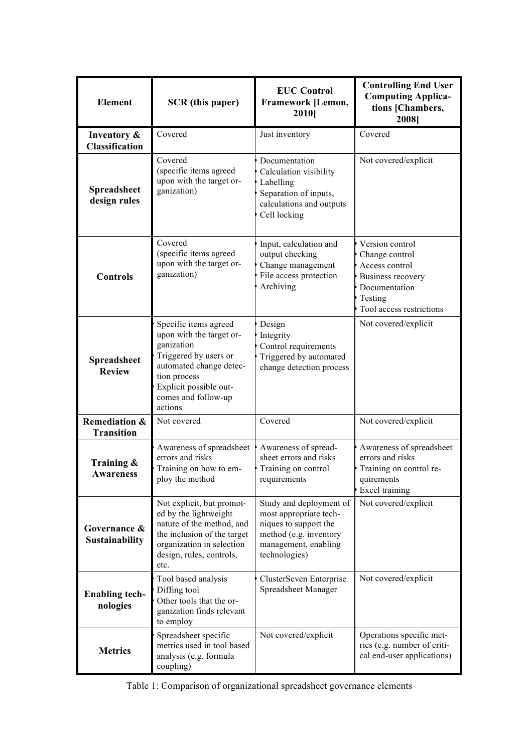| Element | SCR (this paper) | EUC Control Framework [Lemon, 2010] | Controlling End User Computing Applications [Chambers, 2008] |
|---|---|---|---|
| **Inventory & Classification** | Covered | Just inventory | Covered |
| **Spreadsheet design rules** | Covered (specific items agreed upon with the target organization) | • Documentation<br>• Calculation visibility<br>• Labelling<br>• Separation of inputs, calculations and outputs<br>• Cell locking | Not covered/explicit |
| **Controls** | Covered (specific items agreed upon with the target organization) | • Input, calculation and output checking<br>• Change management<br>• File access protection<br>• Archiving | • Version control<br>• Change control<br>• Access control<br>• Business recovery<br>• Documentation<br>• Testing<br>• Tool access restrictions |
| **Spreadsheet Review** | • Specific items agreed upon with the target organization<br>• Triggered by users or automated change detection process<br>• Explicit possible outcomes and follow-up actions | • Design<br>• Integrity<br>• Control requirements<br>• Triggered by automated change detection process | Not covered/explicit |
| **Remediation & Transition** | Not covered | Covered | Not covered/explicit |
| **Training & Awareness** | • Awareness of spreadsheet errors and risks<br>• Training on how to employ the method | • Awareness of spreadsheet errors and risks<br>• Training on control requirements | • Awareness of spreadsheet errors and risks<br>• Training on control requirements<br>• Excel training |
| **Governance & Sustainability** | Not explicit, but promoted by the lightweight nature of the method, and the inclusion of the target organization in selection design, rules, controls, etc. | Study and deployment of most appropriate techniques to support the method (e.g. inventory management, enabling technologies) | Not covered/explicit |
| **Enabling technologies** | • Tool based analysis<br>• Diffing tool<br>• Other tools that the organization finds relevant to employ | • ClusterSeven Enterprise Spreadsheet Manager | Not covered/explicit |
| **Metrics** | Spreadsheet specific metrics used in tool based analysis (e.g. formula coupling) | Not covered/explicit | Operations specific metrics (e.g. number of critical end-user applications) |

Table 1: Comparison of organizational spreadsheet governance elements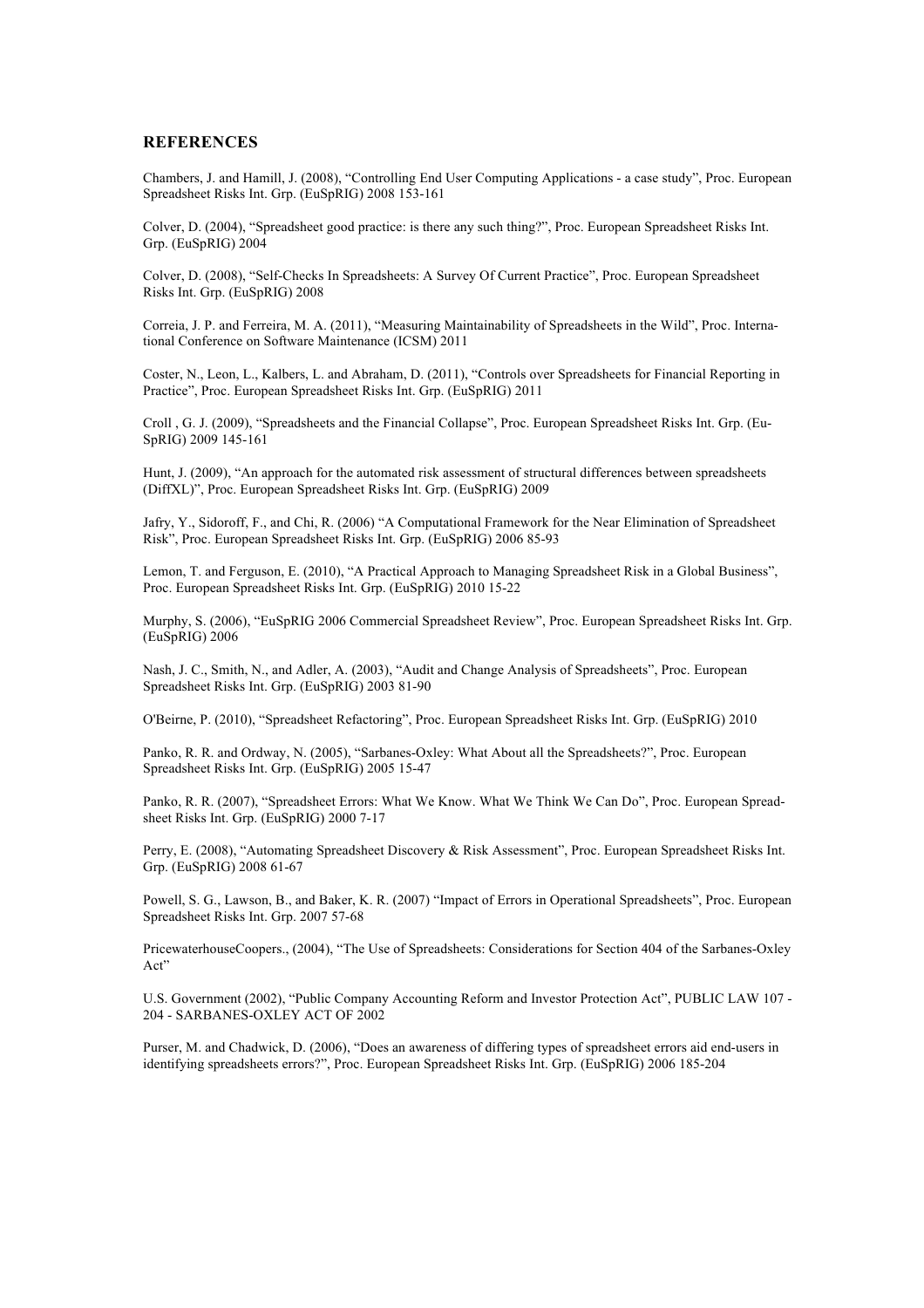## REFERENCES

Chambers, J. and Hamill, J. (2008), “Controlling End User Computing Applications - a case study”, Proc. European Spreadsheet Risks Int. Grp. (EuSpRIG) 2008 153-161

Colver, D. (2004), “Spreadsheet good practice: is there any such thing?”, Proc. European Spreadsheet Risks Int. Grp. (EuSpRIG) 2004

Colver, D. (2008), “Self-Checks In Spreadsheets: A Survey Of Current Practice”, Proc. European Spreadsheet Risks Int. Grp. (EuSpRIG) 2008

Correia, J. P. and Ferreira, M. A. (2011), “Measuring Maintainability of Spreadsheets in the Wild”, Proc. International Conference on Software Maintenance (ICSM) 2011

Coster, N., Leon, L., Kalbers, L. and Abraham, D. (2011), “Controls over Spreadsheets for Financial Reporting in Practice”, Proc. European Spreadsheet Risks Int. Grp. (EuSpRIG) 2011

Croll , G. J. (2009), “Spreadsheets and the Financial Collapse”, Proc. European Spreadsheet Risks Int. Grp. (EuSpRIG) 2009 145-161

Hunt, J. (2009), “An approach for the automated risk assessment of structural differences between spreadsheets (DiffXL)”, Proc. European Spreadsheet Risks Int. Grp. (EuSpRIG) 2009

Jafry, Y., Sidoroff, F., and Chi, R. (2006) “A Computational Framework for the Near Elimination of Spreadsheet Risk”, Proc. European Spreadsheet Risks Int. Grp. (EuSpRIG) 2006 85-93

Lemon, T. and Ferguson, E. (2010), “A Practical Approach to Managing Spreadsheet Risk in a Global Business”, Proc. European Spreadsheet Risks Int. Grp. (EuSpRIG) 2010 15-22

Murphy, S. (2006), “EuSpRIG 2006 Commercial Spreadsheet Review”, Proc. European Spreadsheet Risks Int. Grp. (EuSpRIG) 2006

Nash, J. C., Smith, N., and Adler, A. (2003), “Audit and Change Analysis of Spreadsheets”, Proc. European Spreadsheet Risks Int. Grp. (EuSpRIG) 2003 81-90

O'Beirne, P. (2010), “Spreadsheet Refactoring”, Proc. European Spreadsheet Risks Int. Grp. (EuSpRIG) 2010

Panko, R. R. and Ordway, N. (2005), “Sarbanes-Oxley: What About all the Spreadsheets?”, Proc. European Spreadsheet Risks Int. Grp. (EuSpRIG) 2005 15-47

Panko, R. R. (2007), “Spreadsheet Errors: What We Know. What We Think We Can Do”, Proc. European Spreadsheet Risks Int. Grp. (EuSpRIG) 2000 7-17

Perry, E. (2008), “Automating Spreadsheet Discovery & Risk Assessment”, Proc. European Spreadsheet Risks Int. Grp. (EuSpRIG) 2008 61-67

Powell, S. G., Lawson, B., and Baker, K. R. (2007) “Impact of Errors in Operational Spreadsheets”, Proc. European Spreadsheet Risks Int. Grp. 2007 57-68

PricewaterhouseCoopers., (2004), “The Use of Spreadsheets: Considerations for Section 404 of the Sarbanes-Oxley Act”

U.S. Government (2002), “Public Company Accounting Reform and Investor Protection Act”, PUBLIC LAW 107 - 204 - SARBANES-OXLEY ACT OF 2002

Purser, M. and Chadwick, D. (2006), “Does an awareness of differing types of spreadsheet errors aid end-users in identifying spreadsheets errors?”, Proc. European Spreadsheet Risks Int. Grp. (EuSpRIG) 2006 185-204